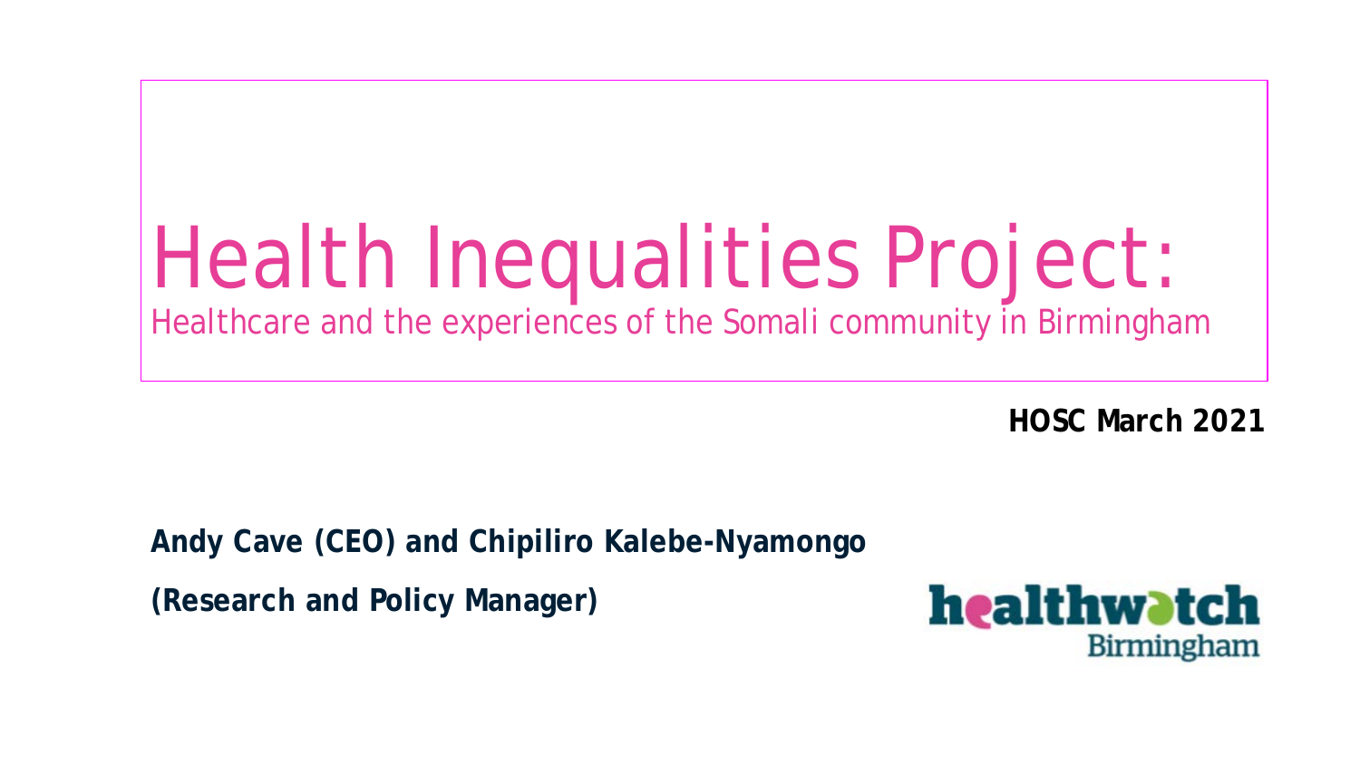# Health Inequalities Project:

## Healthcare and the experiences of the Somali community in Birmingham

**HOSC March 2021**

**Andy Cave (CEO) and Chipiliro Kalebe-Nyamongo**

**(Research and Policy Manager)**

healthwatch Birmingham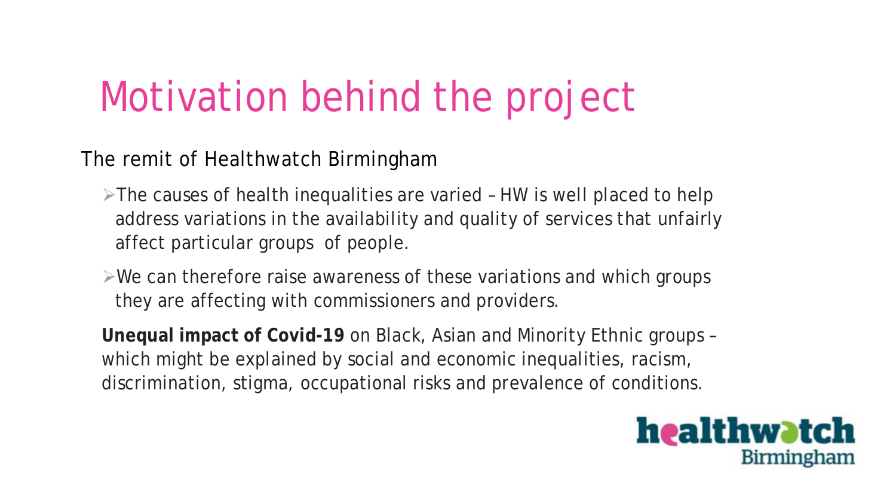# Motivation behind the project

The remit of Healthwatch Birmingham

- The causes of health inequalities are varied – HW is well placed to help address variations in the availability and quality of services that unfairly affect particular groups of people.
- We can therefore raise awareness of these variations and which groups they are affecting with commissioners and providers.

**Unequal impact of Covid-19** on Black, Asian and Minority Ethnic groups – which might be explained by social and economic inequalities, racism, discrimination, stigma, occupational risks and prevalence of conditions.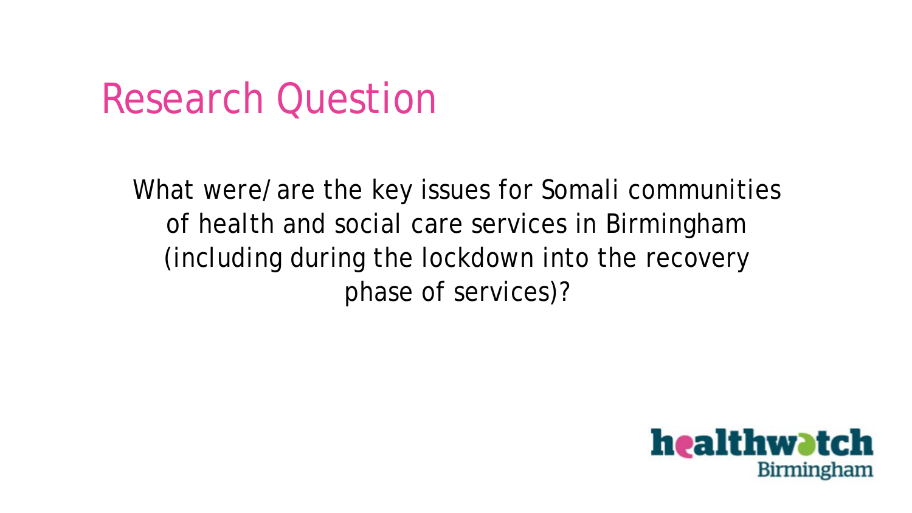# Research Question

What were/are the key issues for Somali communities of health and social care services in Birmingham (including during the lockdown into the recovery phase of services)?

healthwatch Birmingham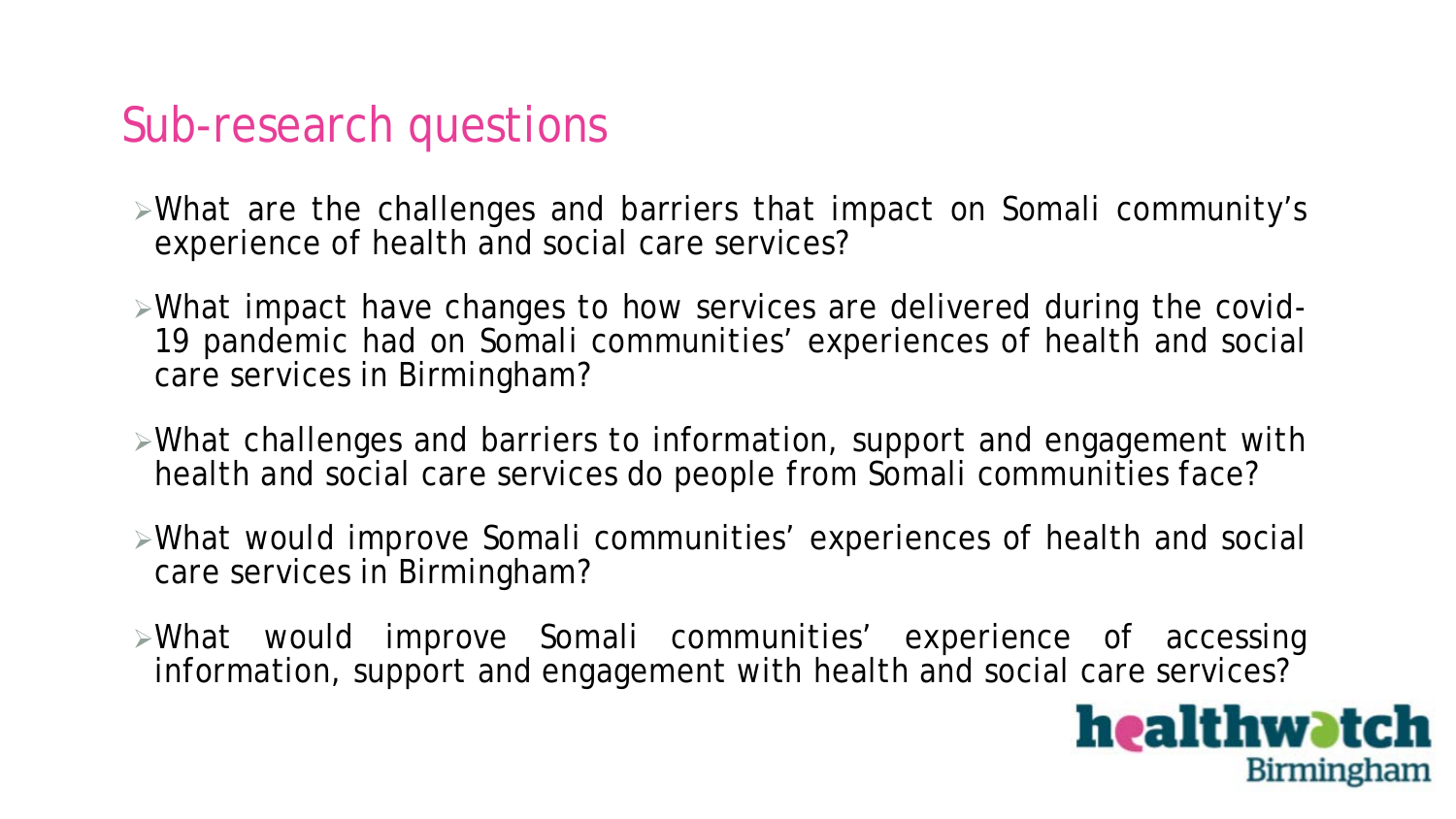## Sub-research questions

- What are the challenges and barriers that impact on Somali community's experience of health and social care services?
- What impact have changes to how services are delivered during the covid-19 pandemic had on Somali communities' experiences of health and social care services in Birmingham?
- What challenges and barriers to information, support and engagement with health and social care services do people from Somali communities face?
- What would improve Somali communities' experiences of health and social care services in Birmingham?
- What would improve Somali communities' experience of accessing information, support and engagement with health and social care services?

healthwatch Birmingham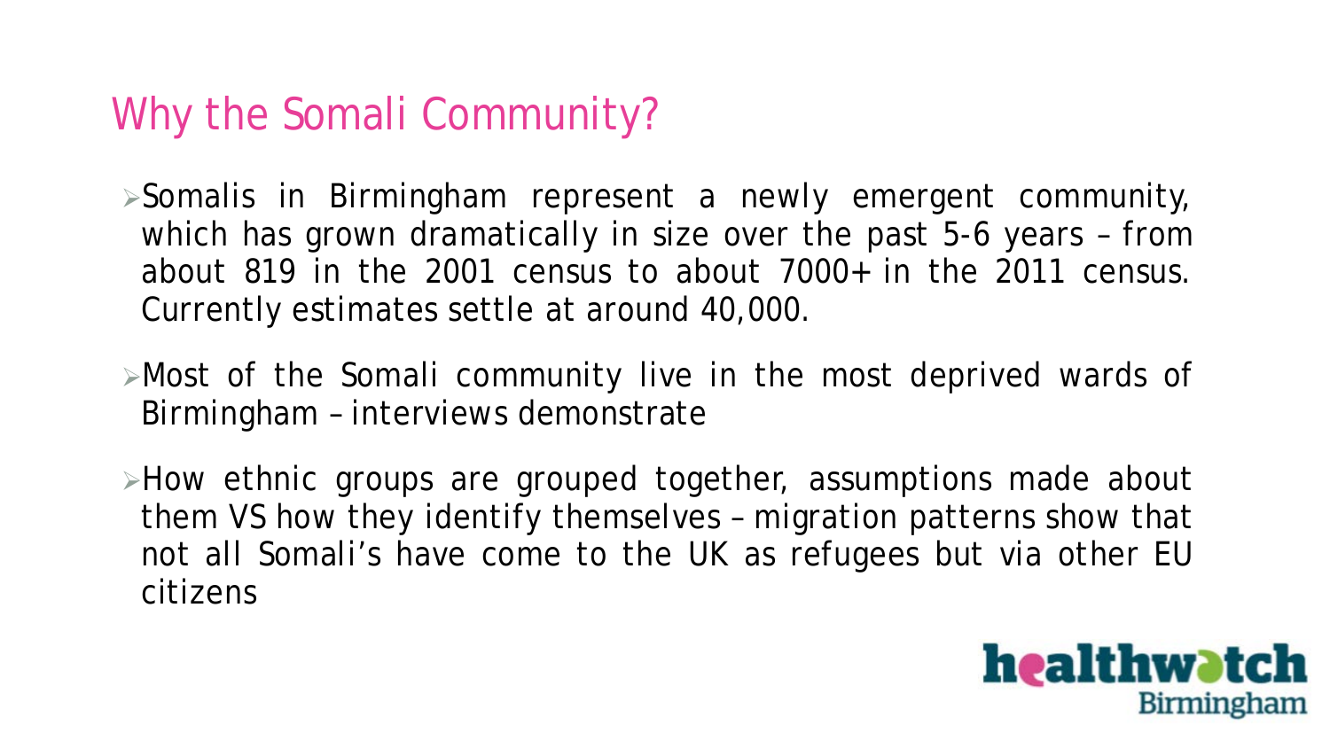## Why the Somali Community?

- Somalis in Birmingham represent a newly emergent community, which has grown dramatically in size over the past 5-6 years – from about 819 in the 2001 census to about 7000+ in the 2011 census. Currently estimates settle at around 40,000.
- Most of the Somali community live in the most deprived wards of Birmingham – interviews demonstrate
- How ethnic groups are grouped together, assumptions made about them VS how they identify themselves – migration patterns show that not all Somali's have come to the UK as refugees but via other EU citizens

healthwatch Birmingham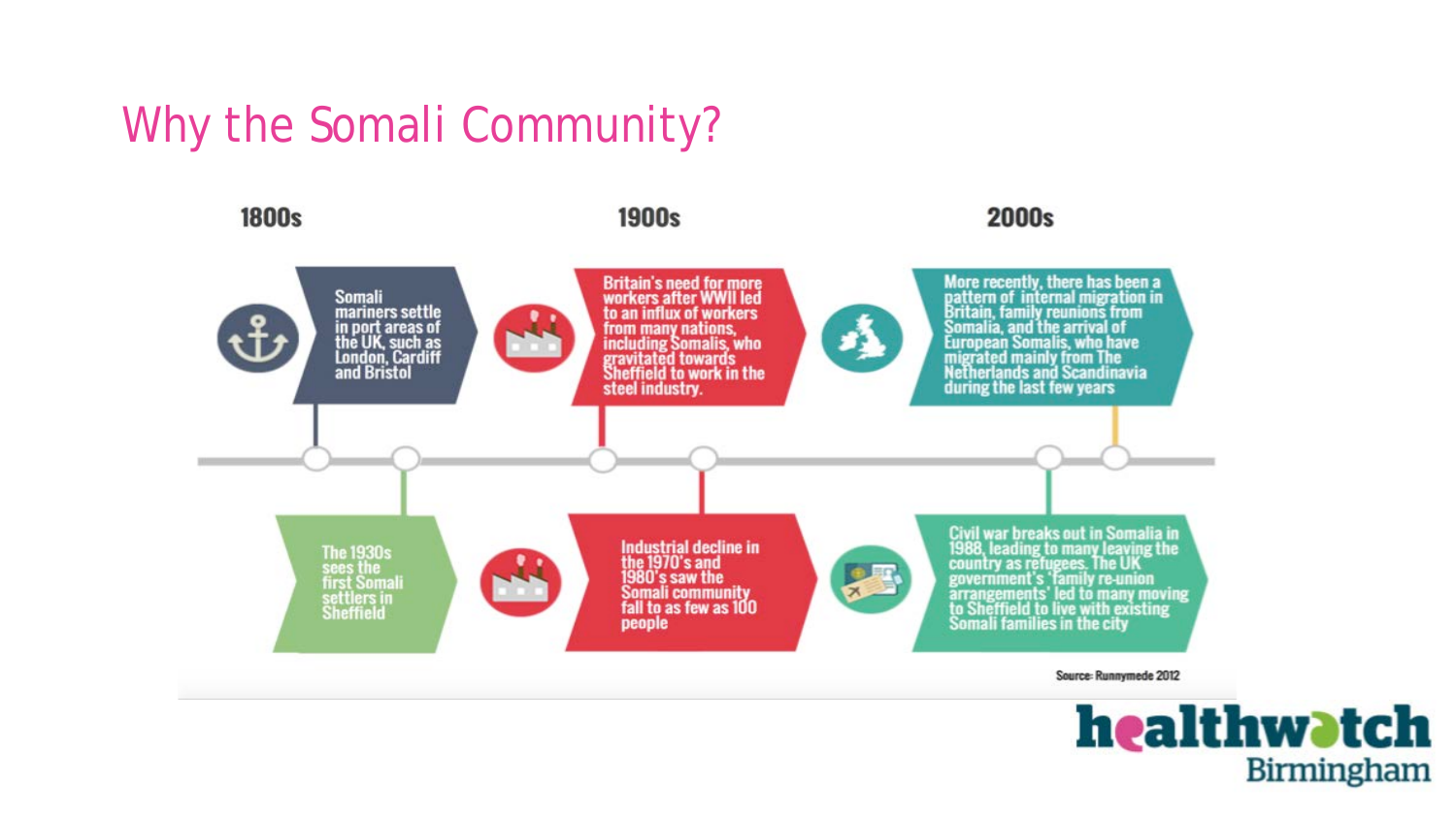# Why the Somali Community?

## 1800s

Somali mariners settle in port areas of the UK, such as London, Cardiff and Bristol

The 1930s sees the first Somali settlers in Sheffield

## 1900s

Britain's need for more workers after WWII led to an influx of workers from many nations, including Somalis, who gravitated towards Sheffield to work in the steel industry.

Industrial decline in the 1970's and 1980's saw the Somali community fall to as few as 100 people

## 2000s

Civil war breaks out in Somalia in 1988, leading to many leaving the country as refugees. The UK government's 'family re-union arrangements' led to many moving to Sheffield to live with existing Somali families in the city

More recently, there has been a pattern of internal migration in Britain, family reunions from Somalia, and the arrival of European Somalis, who have migrated mainly from The Netherlands and Scandinavia during the last few years

Source: Runnymede 2012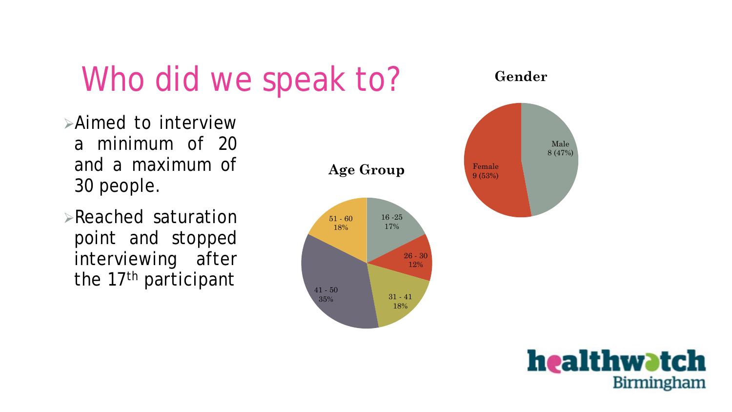# Who did we speak to?

- Aimed to interview a minimum of 20 and a maximum of 30 people.
- Reached saturation point and stopped interviewing after the 17th participant

**Age Group**

| Age Group | Percentage |
|---|---|
| 16 -25 | 17% |
| 26 - 30 | 12% |
| 31 - 41 | 18% |
| 41 - 50 | 35% |
| 51 - 60 | 18% |

**Gender**

| Gender | Count (%) |
|---|---|
| Male | 8 (47%) |
| Female | 9 (53%) |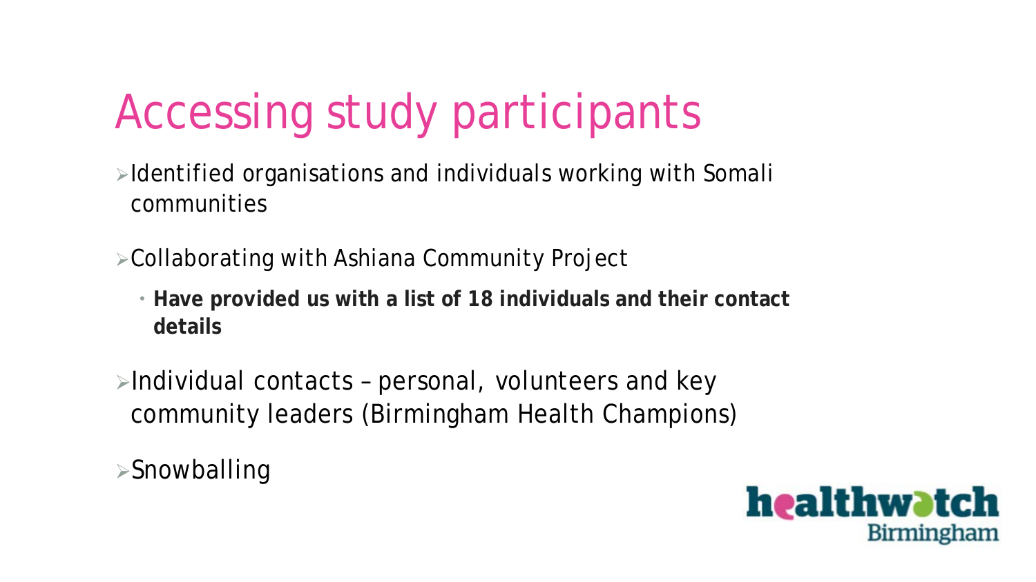# Accessing study participants

- Identified organisations and individuals working with Somali communities
- Collaborating with Ashiana Community Project
  - **Have provided us with a list of 18 individuals and their contact details**
- Individual contacts – personal, volunteers and key community leaders (Birmingham Health Champions)
- Snowballing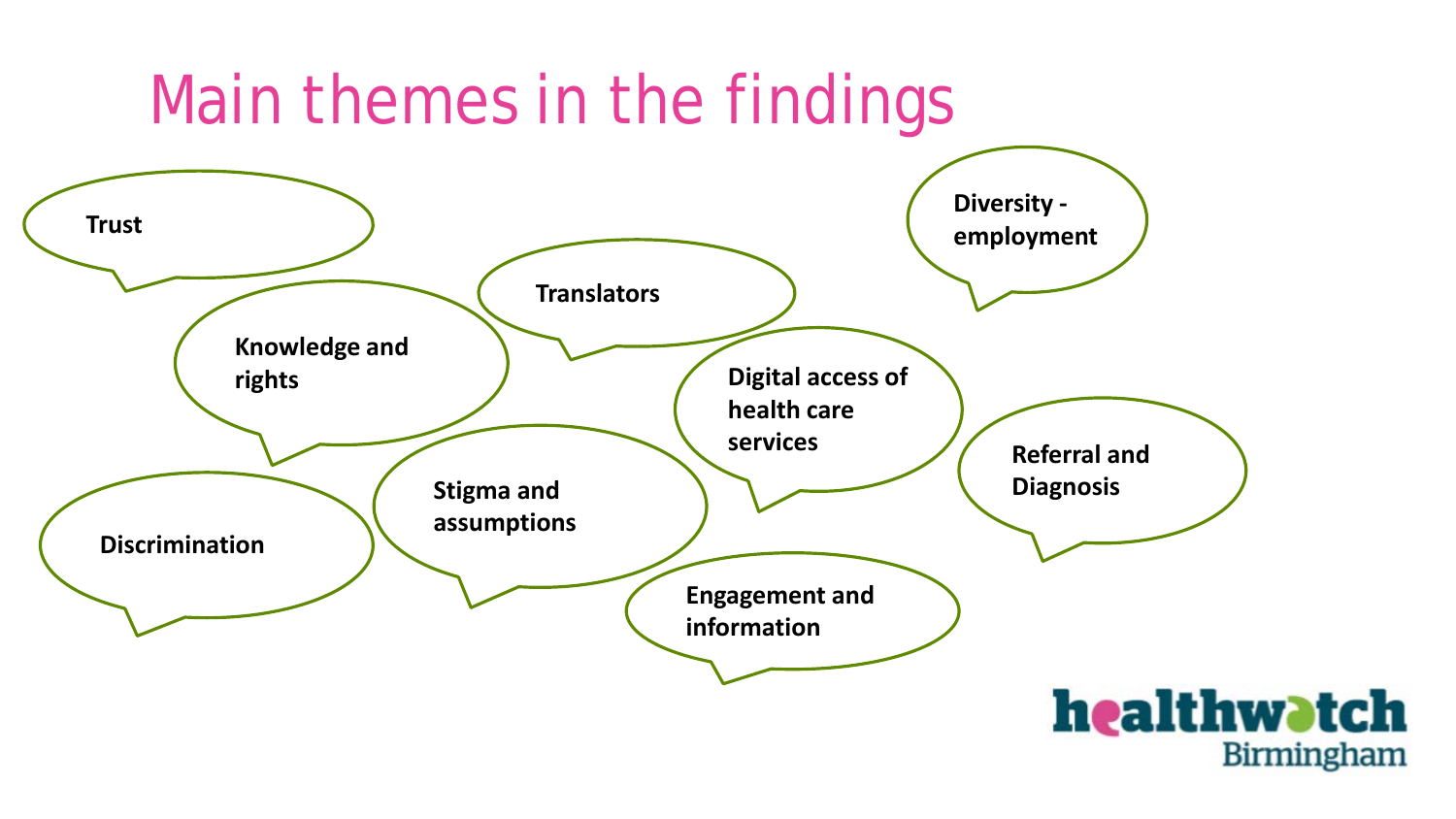# Main themes in the findings

- Trust
- Translators
- Diversity - employment
- Knowledge and rights
- Digital access of health care services
- Referral and Diagnosis
- Discrimination
- Stigma and assumptions
- Engagement and information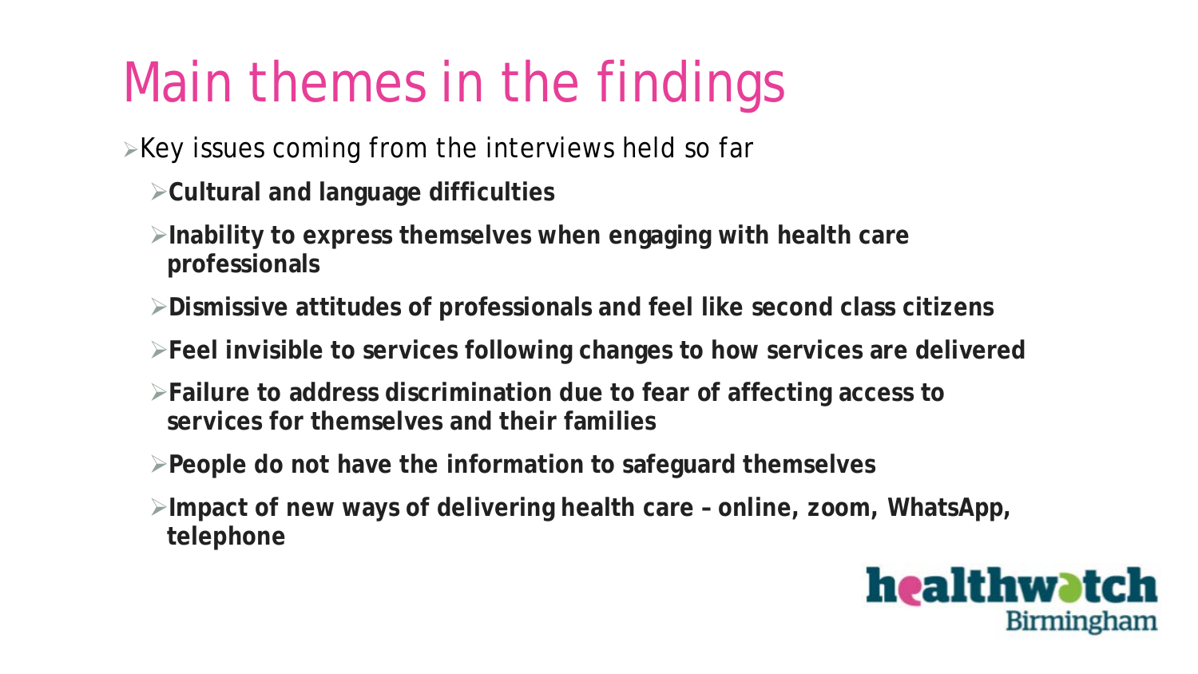# Main themes in the findings

- Key issues coming from the interviews held so far
  - **Cultural and language difficulties**
  - **Inability to express themselves when engaging with health care professionals**
  - **Dismissive attitudes of professionals and feel like second class citizens**
  - **Feel invisible to services following changes to how services are delivered**
  - **Failure to address discrimination due to fear of affecting access to services for themselves and their families**
  - **People do not have the information to safeguard themselves**
  - **Impact of new ways of delivering health care – online, zoom, WhatsApp, telephone**

healthwatch Birmingham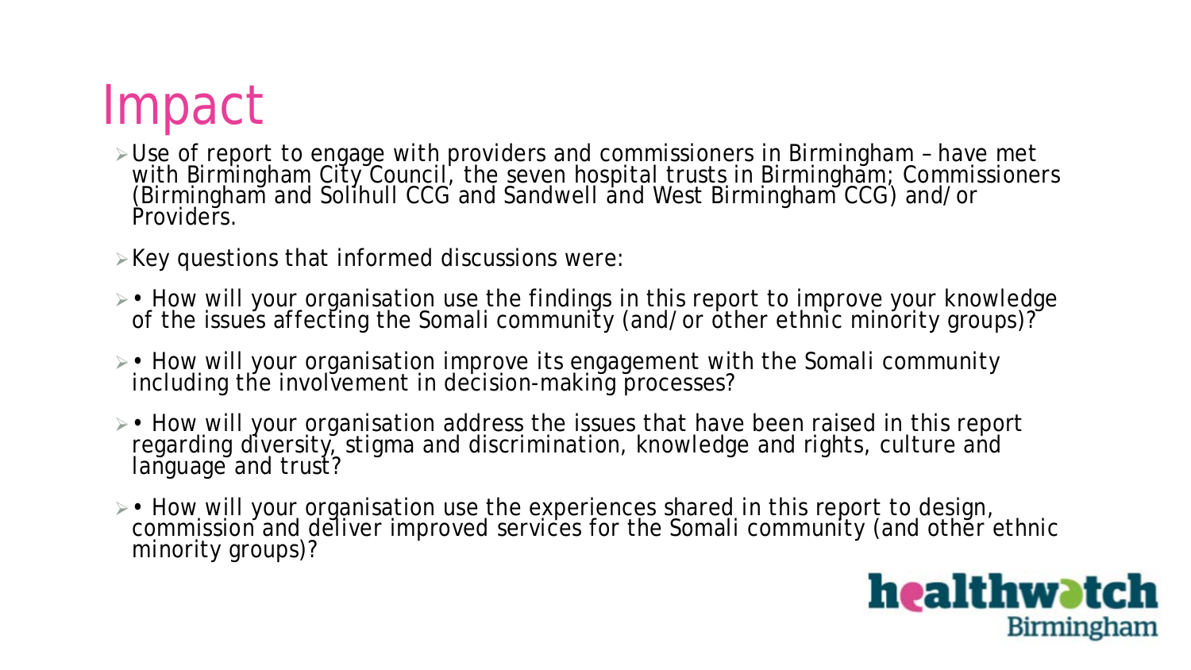# Impact

- Use of report to engage with providers and commissioners in Birmingham – have met with Birmingham City Council, the seven hospital trusts in Birmingham; Commissioners (Birmingham and Solihull CCG and Sandwell and West Birmingham CCG) and/or Providers.
- Key questions that informed discussions were:
- • How will your organisation use the findings in this report to improve your knowledge of the issues affecting the Somali community (and/or other ethnic minority groups)?
- • How will your organisation improve its engagement with the Somali community including the involvement in decision-making processes?
- • How will your organisation address the issues that have been raised in this report regarding diversity, stigma and discrimination, knowledge and rights, culture and language and trust?
- • How will your organisation use the experiences shared in this report to design, commission and deliver improved services for the Somali community (and other ethnic minority groups)?

healthwatch Birmingham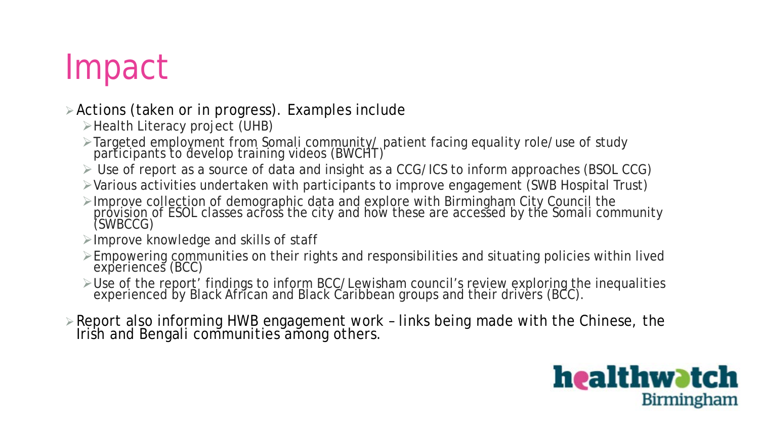# Impact

- Actions (taken or in progress). Examples include
  - Health Literacy project (UHB)
  - Targeted employment from Somali community/ patient facing equality role/use of study participants to develop training videos (BWCHT)
  - Use of report as a source of data and insight as a CCG/ICS to inform approaches (BSOL CCG)
  - Various activities undertaken with participants to improve engagement (SWB Hospital Trust)
  - Improve collection of demographic data and explore with Birmingham City Council the provision of ESOL classes across the city and how these are accessed by the Somali community (SWBCCG)
  - Improve knowledge and skills of staff
  - Empowering communities on their rights and responsibilities and situating policies within lived experiences (BCC)
  - Use of the report' findings to inform BCC/Lewisham council's review exploring the inequalities experienced by Black African and Black Caribbean groups and their drivers (BCC).
- Report also informing HWB engagement work – links being made with the Chinese, the Irish and Bengali communities among others.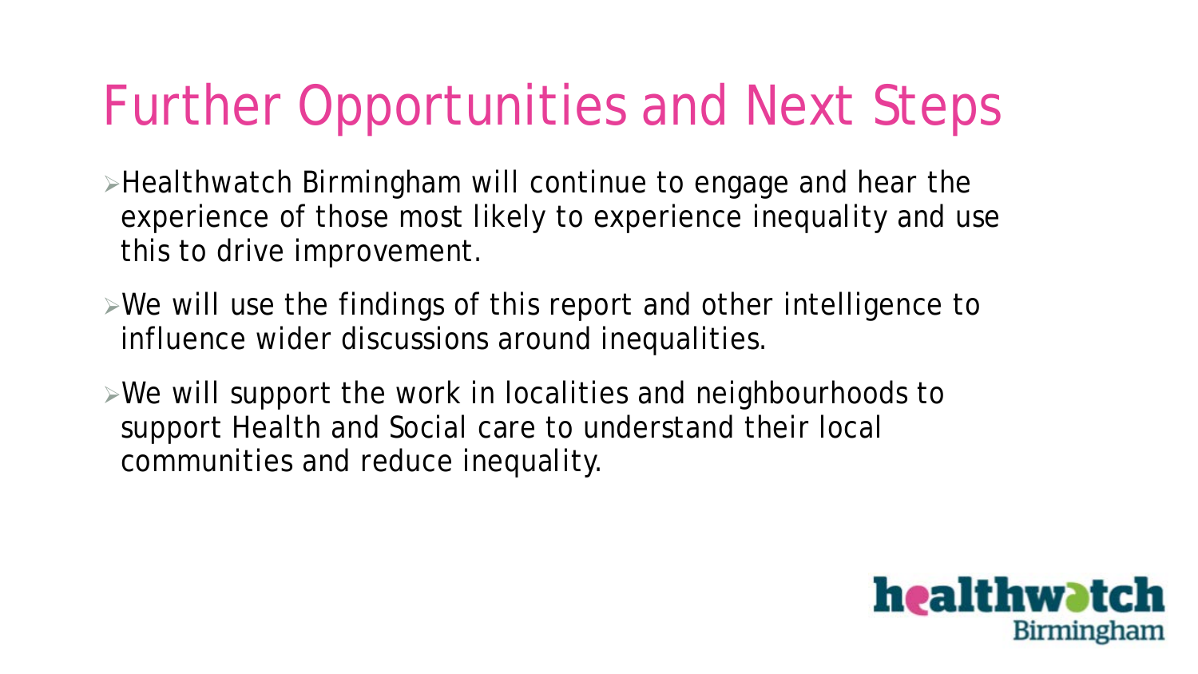# Further Opportunities and Next Steps

- Healthwatch Birmingham will continue to engage and hear the experience of those most likely to experience inequality and use this to drive improvement.
- We will use the findings of this report and other intelligence to influence wider discussions around inequalities.
- We will support the work in localities and neighbourhoods to support Health and Social care to understand their local communities and reduce inequality.

healthwatch Birmingham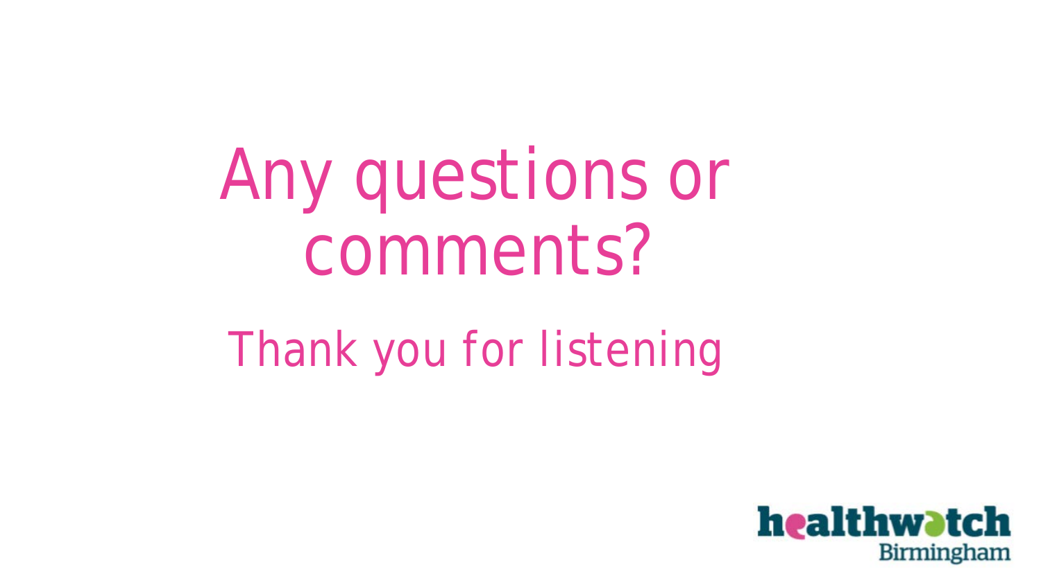# Any questions or comments?

Thank you for listening

healthwatch Birmingham